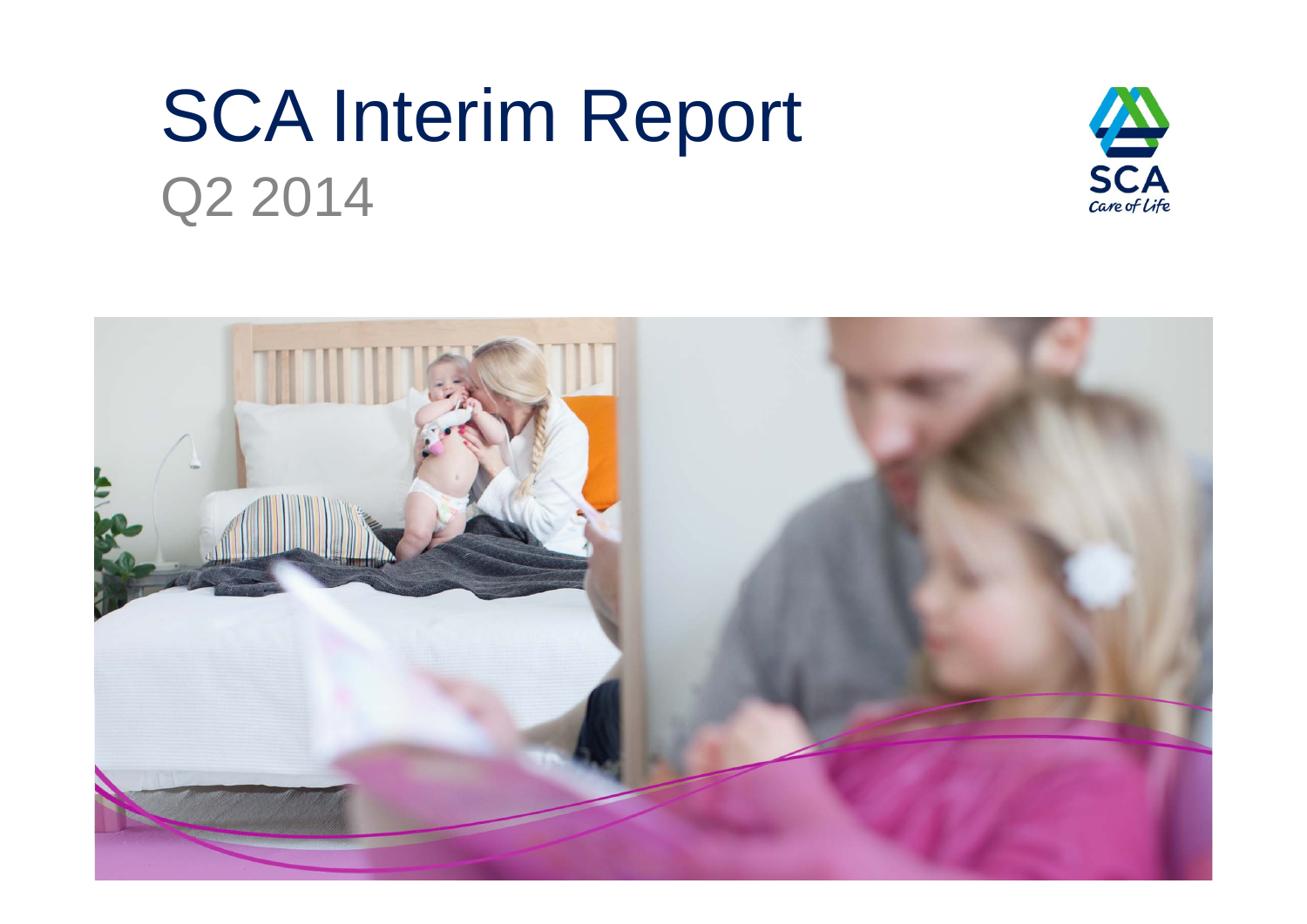# SCA Interim Report

Q2 2014

SCA

Care of Life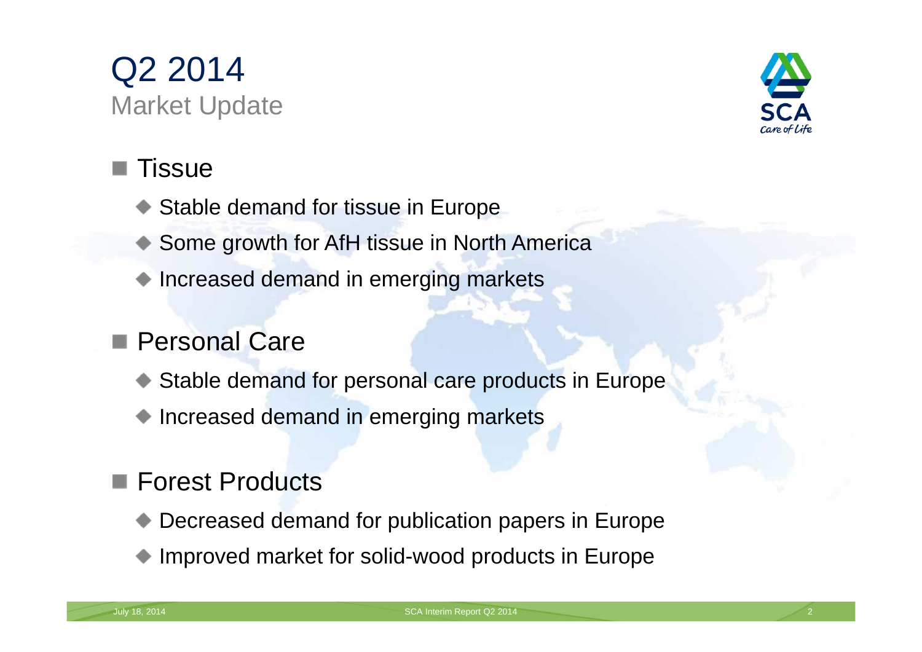# Q2 2014

## Market Update

- Tissue
  - Stable demand for tissue in Europe
  - Some growth for AfH tissue in North America
  - Increased demand in emerging markets
- Personal Care
  - Stable demand for personal care products in Europe
  - Increased demand in emerging markets
- Forest Products
  - Decreased demand for publication papers in Europe
  - Improved market for solid-wood products in Europe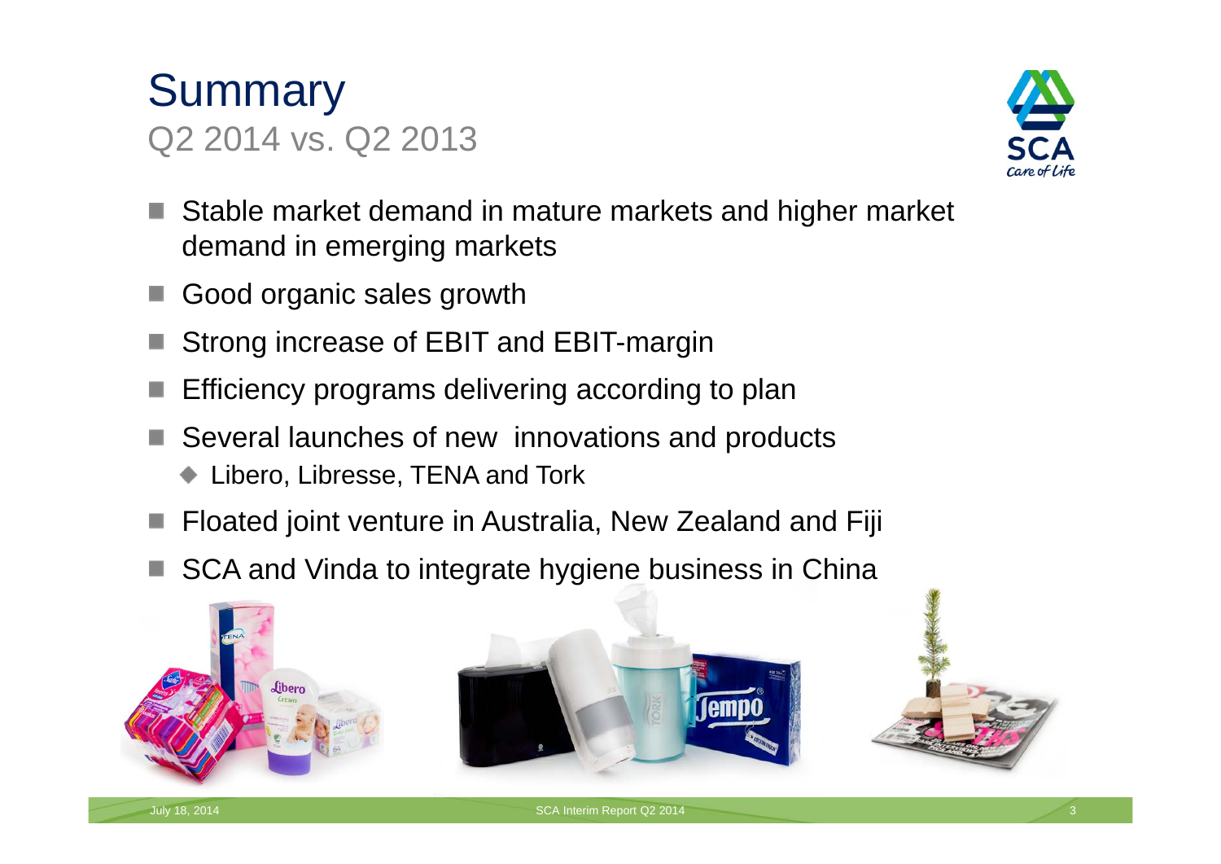# Summary

## Q2 2014 vs. Q2 2013

- Stable market demand in mature markets and higher market demand in emerging markets
- Good organic sales growth
- Strong increase of EBIT and EBIT-margin
- Efficiency programs delivering according to plan
- Several launches of new innovations and products
  - Libero, Libresse, TENA and Tork
- Floated joint venture in Australia, New Zealand and Fiji
- SCA and Vinda to integrate hygiene business in China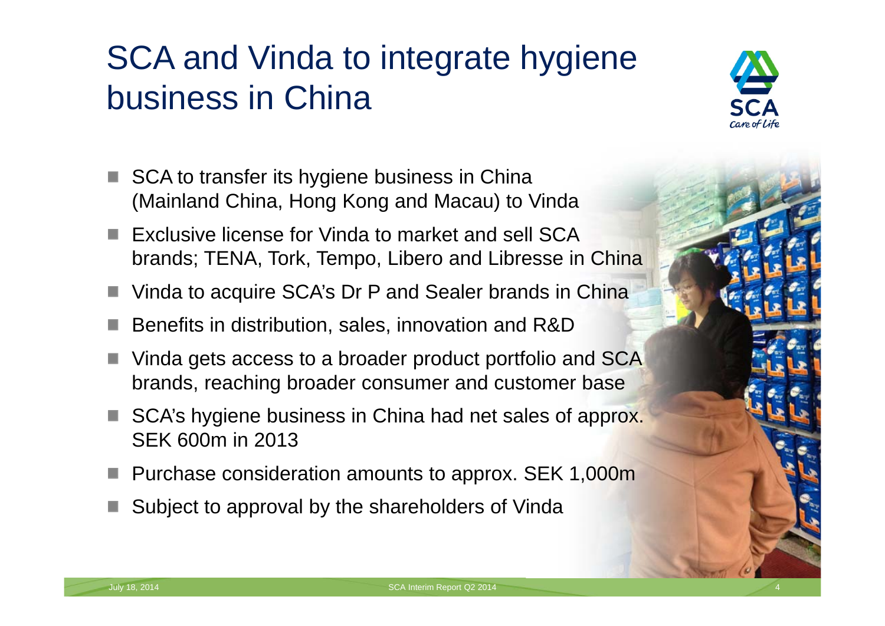# SCA and Vinda to integrate hygiene business in China

- SCA to transfer its hygiene business in China (Mainland China, Hong Kong and Macau) to Vinda
- Exclusive license for Vinda to market and sell SCA brands; TENA, Tork, Tempo, Libero and Libresse in China
- Vinda to acquire SCA's Dr P and Sealer brands in China
- Benefits in distribution, sales, innovation and R&D
- Vinda gets access to a broader product portfolio and SCA brands, reaching broader consumer and customer base
- SCA's hygiene business in China had net sales of approx. SEK 600m in 2013
- Purchase consideration amounts to approx. SEK 1,000m
- Subject to approval by the shareholders of Vinda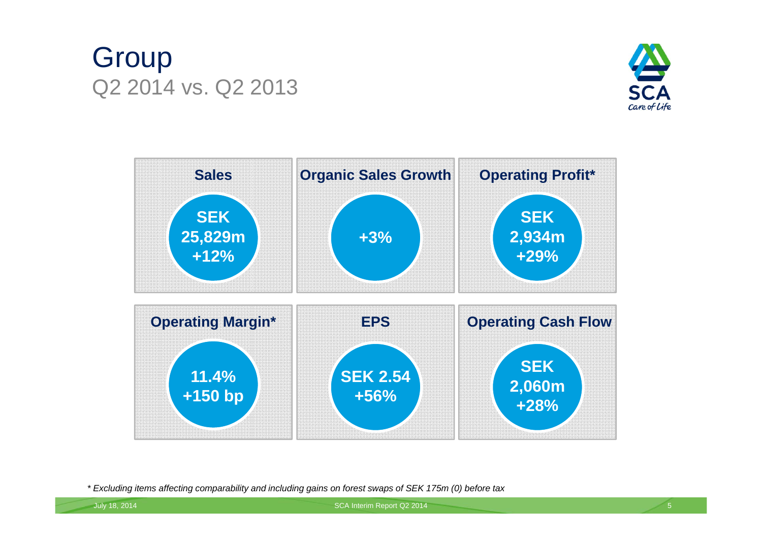# Group

## Q2 2014 vs. Q2 2013

| Sales | Organic Sales Growth | Operating Profit* |
|---|---|---|
| SEK 25,829m +12% | +3% | SEK 2,934m +29% |

| Operating Margin* | EPS | Operating Cash Flow |
|---|---|---|
| 11.4% +150 bp | SEK 2.54 +56% | SEK 2,060m +28% |

*\* Excluding items affecting comparability and including gains on forest swaps of SEK 175m (0) before tax*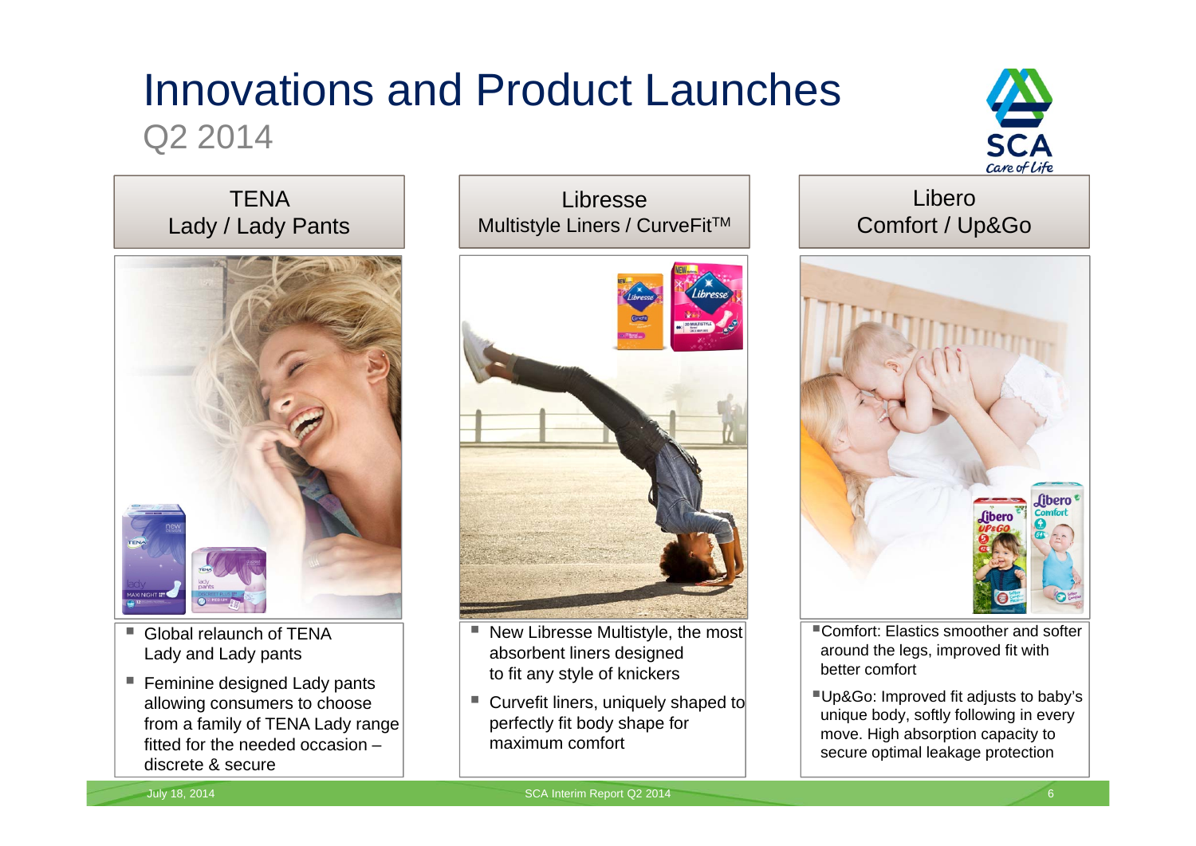# Innovations and Product Launches

## Q2 2014

### TENA
### Lady / Lady Pants

- Global relaunch of TENA Lady and Lady pants
- Feminine designed Lady pants allowing consumers to choose from a family of TENA Lady range fitted for the needed occasion – discrete & secure

### Libresse
### Multistyle Liners / CurveFit™

- New Libresse Multistyle, the most absorbent liners designed to fit any style of knickers
- Curvefit liners, uniquely shaped to perfectly fit body shape for maximum comfort

### Libero
### Comfort / Up&Go

- Comfort: Elastics smoother and softer around the legs, improved fit with better comfort
- Up&Go: Improved fit adjusts to baby's unique body, softly following in every move. High absorption capacity to secure optimal leakage protection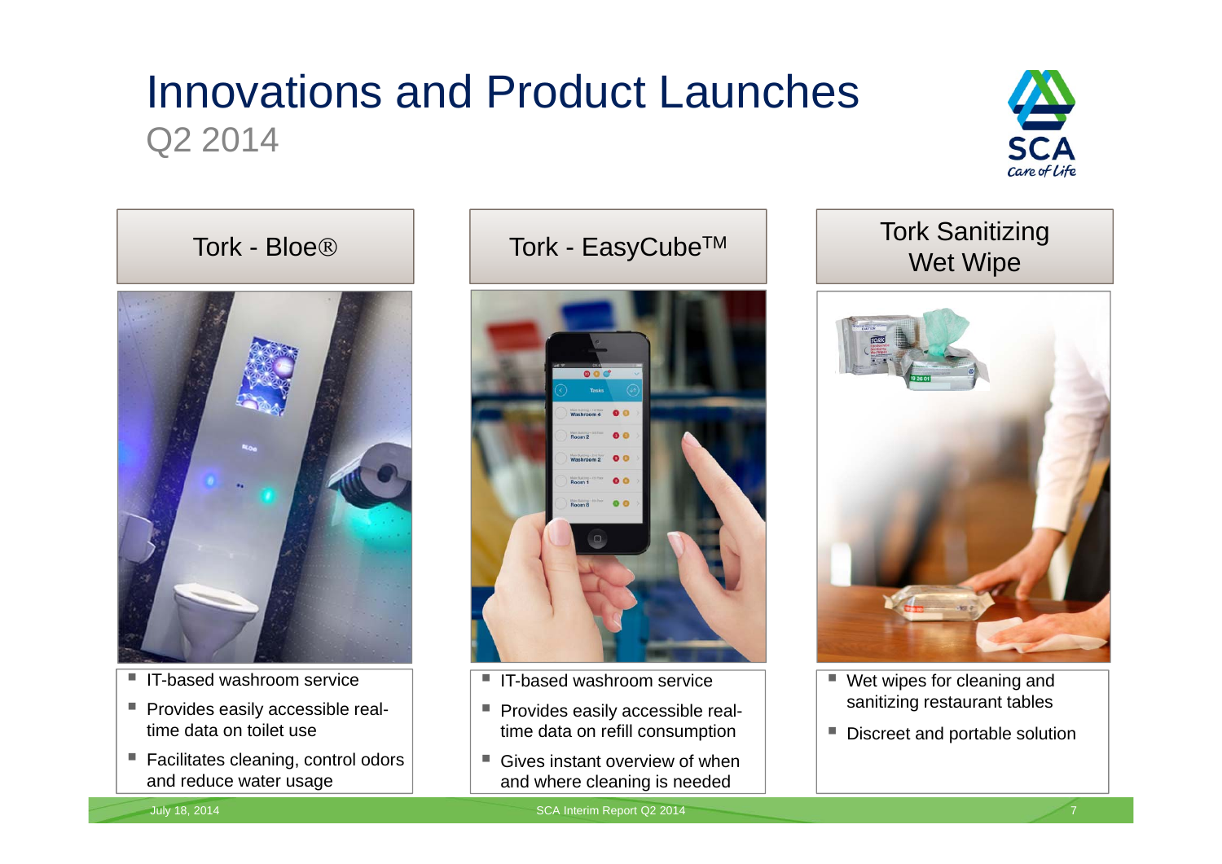# Innovations and Product Launches

Q2 2014

## Tork - Bloe®

- IT-based washroom service
- Provides easily accessible real-time data on toilet use
- Facilitates cleaning, control odors and reduce water usage

## Tork - EasyCube™

- IT-based washroom service
- Provides easily accessible real-time data on refill consumption
- Gives instant overview of when and where cleaning is needed

## Tork Sanitizing Wet Wipe

- Wet wipes for cleaning and sanitizing restaurant tables
- Discreet and portable solution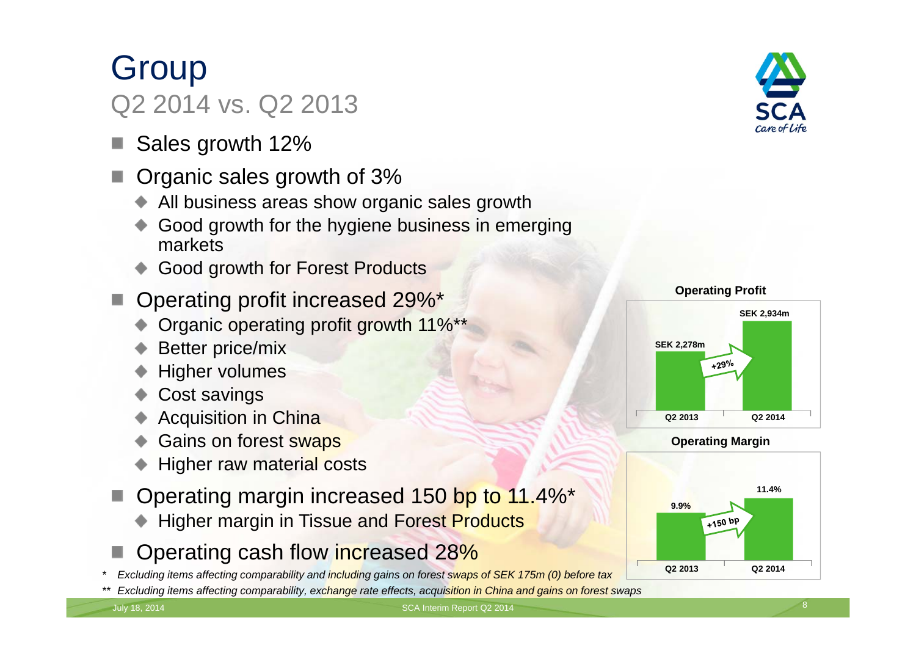# Group

## Q2 2014 vs. Q2 2013

- Sales growth 12%
- Organic sales growth of 3%
  - All business areas show organic sales growth
  - Good growth for the hygiene business in emerging markets
  - Good growth for Forest Products
- Operating profit increased 29%*
  - Organic operating profit growth 11%**
  - Better price/mix
  - Higher volumes
  - Cost savings
  - Acquisition in China
  - Gains on forest swaps
  - Higher raw material costs
- Operating margin increased 150 bp to 11.4%*
  - Higher margin in Tissue and Forest Products
- Operating cash flow increased 28%

**Operating Profit**

| | Q2 2013 | Q2 2014 |
|---|---|---|
| Operating Profit | SEK 2,278m | SEK 2,934m |

+29%

**Operating Margin**

| | Q2 2013 | Q2 2014 |
|---|---|---|
| Operating Margin | 9.9% | 11.4% |

+150 bp

\* *Excluding items affecting comparability and including gains on forest swaps of SEK 175m (0) before tax*

\*\* *Excluding items affecting comparability, exchange rate effects, acquisition in China and gains on forest swaps*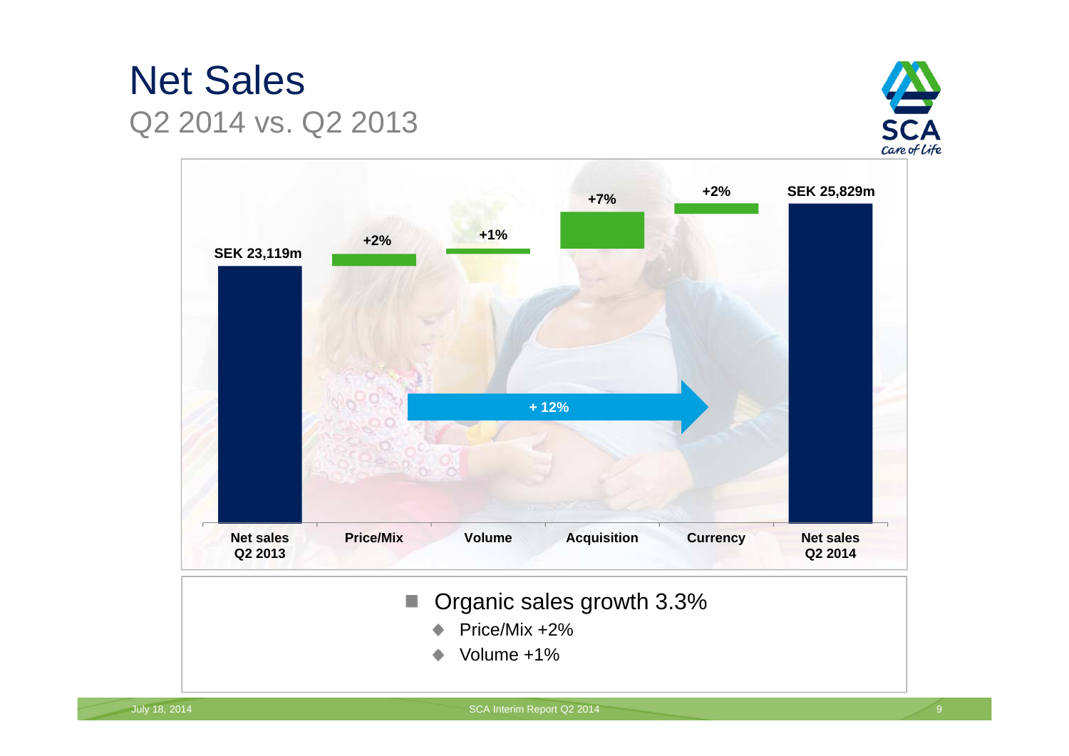# Net Sales

## Q2 2014 vs. Q2 2013

| | Net sales Q2 2013 | Price/Mix | Volume | Acquisition | Currency | Net sales Q2 2014 |
|---|---|---|---|---|---|---|
| Value | SEK 23,119m | +2% | +1% | +7% | +2% | SEK 25,829m |

+ 12%

- Organic sales growth 3.3%
  - Price/Mix +2%
  - Volume +1%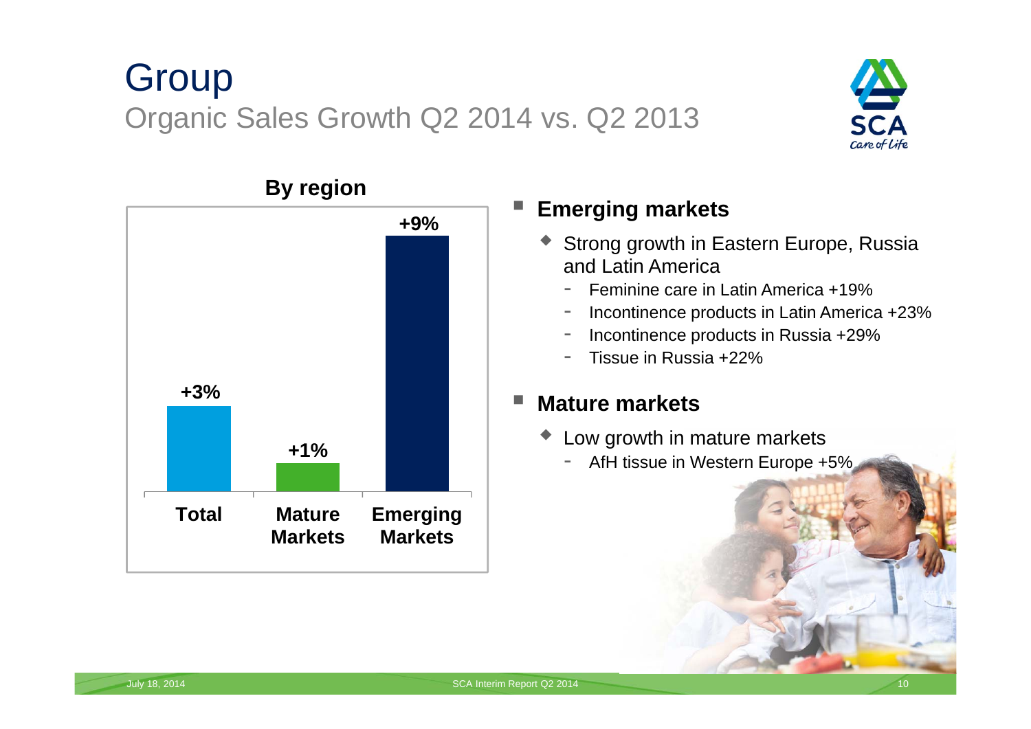# Group

## Organic Sales Growth Q2 2014 vs. Q2 2013

**By region**

| Region | Growth |
|---|---|
| Total | +3% |
| Mature Markets | +1% |
| Emerging Markets | +9% |

- **Emerging markets**
  - Strong growth in Eastern Europe, Russia and Latin America
    - Feminine care in Latin America +19%
    - Incontinence products in Latin America +23%
    - Incontinence products in Russia +29%
    - Tissue in Russia +22%

- **Mature markets**
  - Low growth in mature markets
    - AfH tissue in Western Europe +5%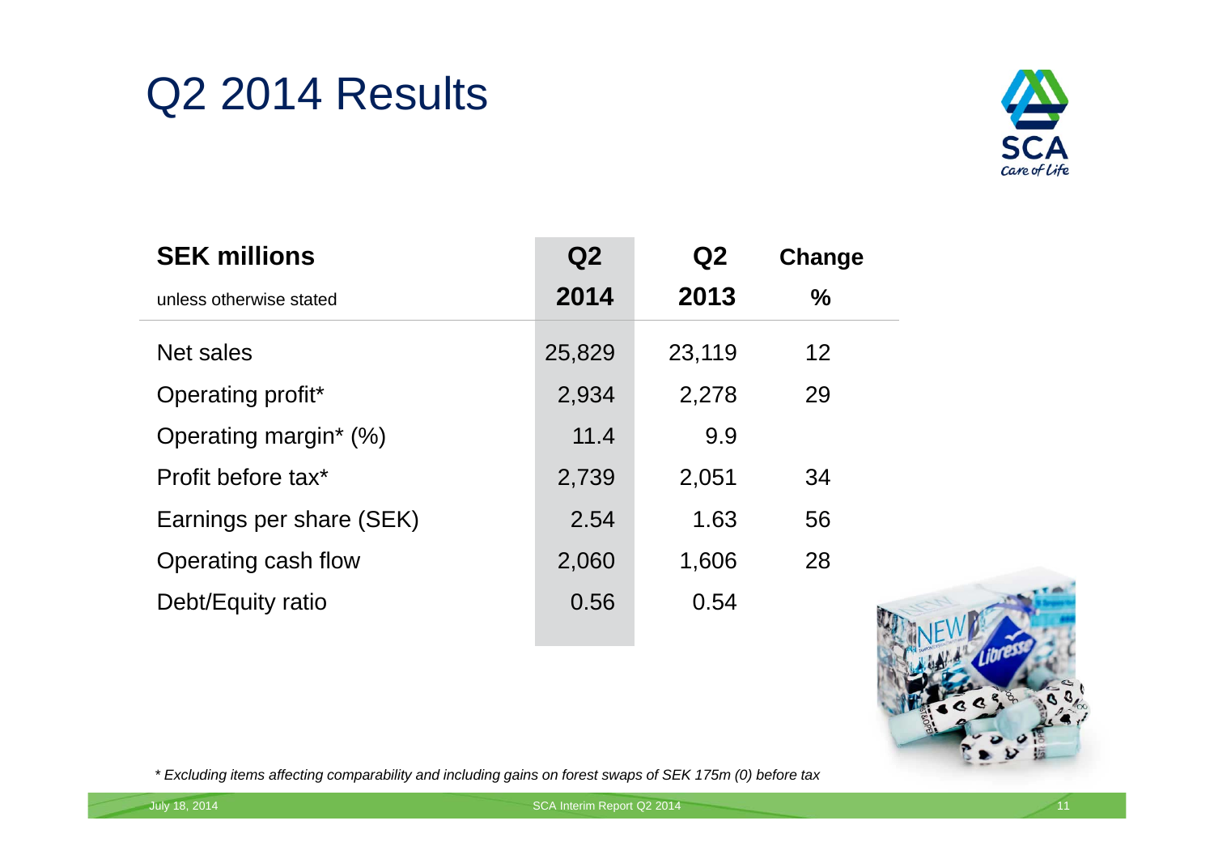# Q2 2014 Results

| **SEK millions** unless otherwise stated | **Q2 2014** | **Q2 2013** | **Change %** |
|---|---|---|---|
| Net sales | 25,829 | 23,119 | 12 |
| Operating profit* | 2,934 | 2,278 | 29 |
| Operating margin* (%) | 11.4 | 9.9 | |
| Profit before tax* | 2,739 | 2,051 | 34 |
| Earnings per share (SEK) | 2.54 | 1.63 | 56 |
| Operating cash flow | 2,060 | 1,606 | 28 |
| Debt/Equity ratio | 0.56 | 0.54 | |

*\* Excluding items affecting comparability and including gains on forest swaps of SEK 175m (0) before tax*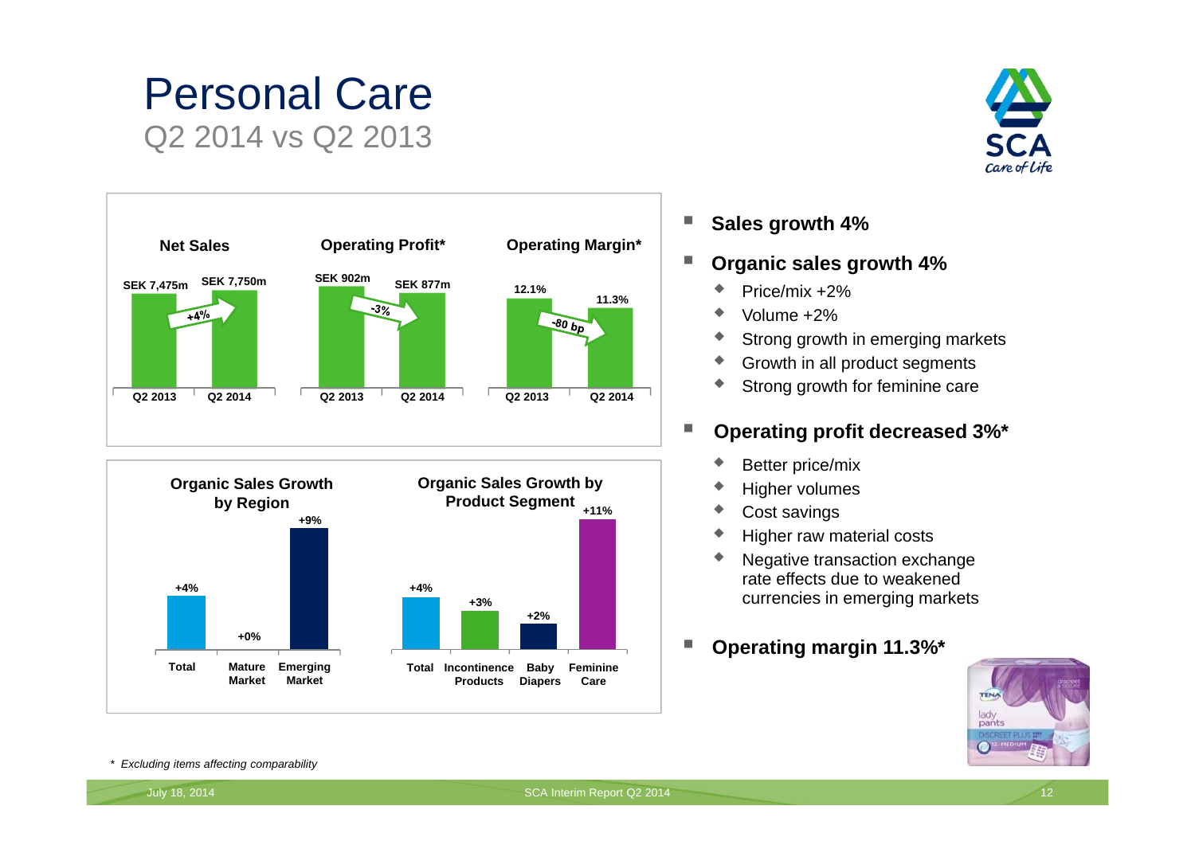# Personal Care

## Q2 2014 vs Q2 2013

**Net Sales**

| | Q2 2013 | Q2 2014 |
|---|---|---|
| Net Sales | SEK 7,475m | SEK 7,750m |

+4%

**Operating Profit***

| | Q2 2013 | Q2 2014 |
|---|---|---|
| Operating Profit* | SEK 902m | SEK 877m |

-3%

**Operating Margin***

| | Q2 2013 | Q2 2014 |
|---|---|---|
| Operating Margin* | 12.1% | 11.3% |

-80 bp

**Organic Sales Growth by Region**

| Total | Mature Market | Emerging Market |
|---|---|---|
| +4% | +0% | +9% |

**Organic Sales Growth by Product Segment**

| Total | Incontinence Products | Baby Diapers | Feminine Care |
|---|---|---|---|
| +4% | +3% | +2% | +11% |

- **Sales growth 4%**
- **Organic sales growth 4%**
  - Price/mix +2%
  - Volume +2%
  - Strong growth in emerging markets
  - Growth in all product segments
  - Strong growth for feminine care
- **Operating profit decreased 3%***
  - Better price/mix
  - Higher volumes
  - Cost savings
  - Higher raw material costs
  - Negative transaction exchange rate effects due to weakened currencies in emerging markets
- **Operating margin 11.3%***

*\* Excluding items affecting comparability*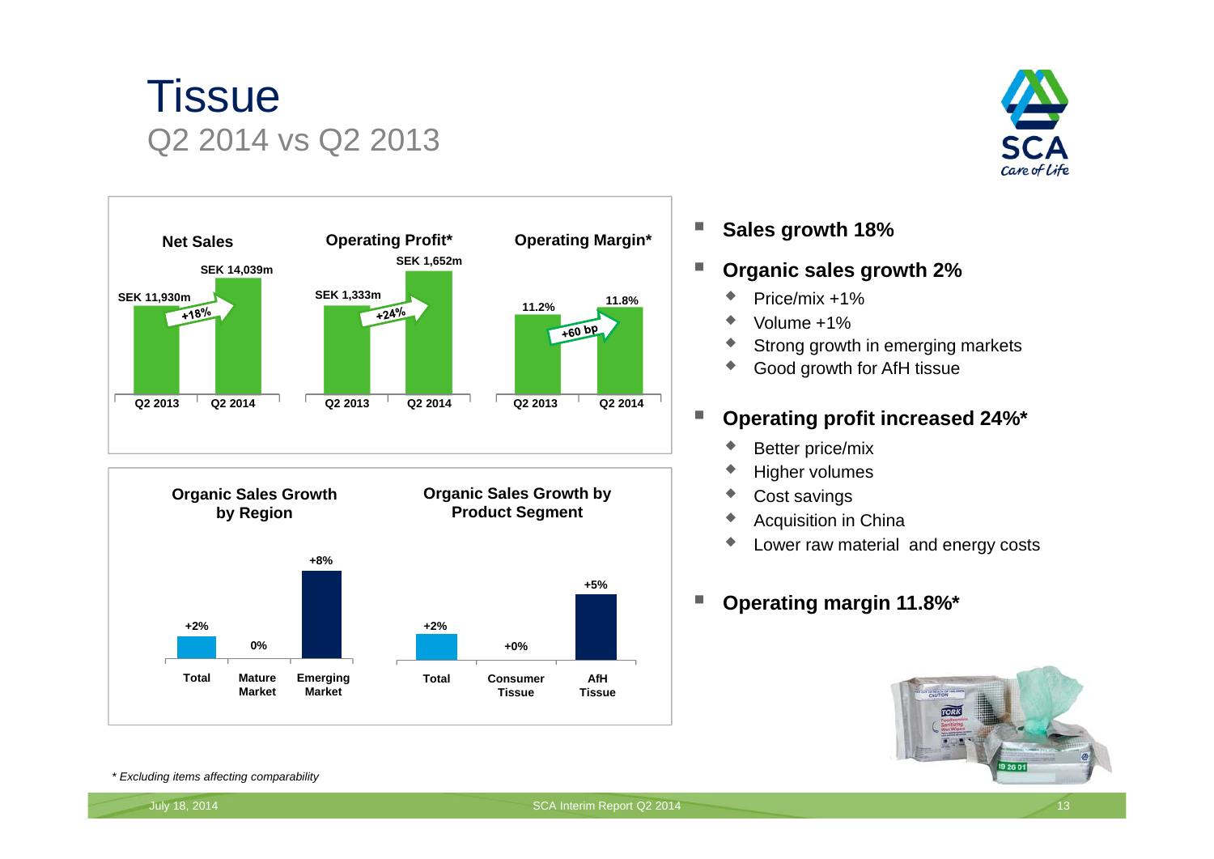# Tissue

## Q2 2014 vs Q2 2013

**Net Sales**

| | Q2 2013 | Q2 2014 |
|---|---|---|
| Net Sales | SEK 11,930m | SEK 14,039m |

+18%

**Operating Profit***

| | Q2 2013 | Q2 2014 |
|---|---|---|
| Operating Profit* | SEK 1,333m | SEK 1,652m |

+24%

**Operating Margin***

| | Q2 2013 | Q2 2014 |
|---|---|---|
| Operating Margin* | 11.2% | 11.8% |

+60 bp

**Organic Sales Growth by Region**

| Total | Mature Market | Emerging Market |
|---|---|---|
| +2% | 0% | +8% |

**Organic Sales Growth by Product Segment**

| Total | Consumer Tissue | AfH Tissue |
|---|---|---|
| +2% | +0% | +5% |

- **Sales growth 18%**
- **Organic sales growth 2%**
  - Price/mix +1%
  - Volume +1%
  - Strong growth in emerging markets
  - Good growth for AfH tissue
- **Operating profit increased 24%***
  - Better price/mix
  - Higher volumes
  - Cost savings
  - Acquisition in China
  - Lower raw material and energy costs
- **Operating margin 11.8%***

*\* Excluding items affecting comparability*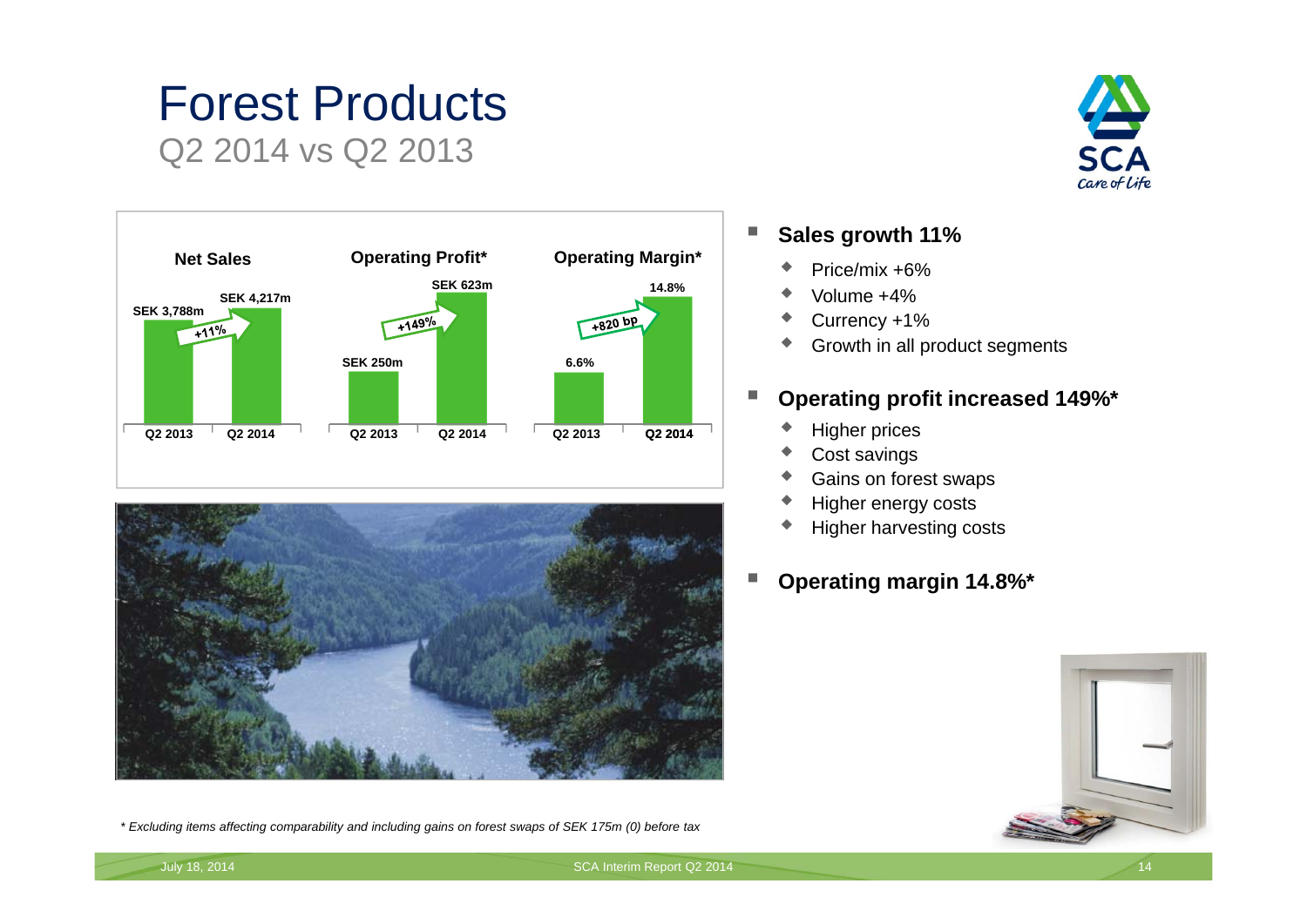# Forest Products

## Q2 2014 vs Q2 2013

| | Q2 2013 | Q2 2014 | Change |
|---|---|---|---|
| Net Sales | SEK 3,788m | SEK 4,217m | +11% |
| Operating Profit* | SEK 250m | SEK 623m | +149% |
| Operating Margin* | 6.6% | 14.8% | +820 bp |

- **Sales growth 11%**
  - Price/mix +6%
  - Volume +4%
  - Currency +1%
  - Growth in all product segments
- **Operating profit increased 149%***
  - Higher prices
  - Cost savings
  - Gains on forest swaps
  - Higher energy costs
  - Higher harvesting costs
- **Operating margin 14.8%***

*\* Excluding items affecting comparability and including gains on forest swaps of SEK 175m (0) before tax*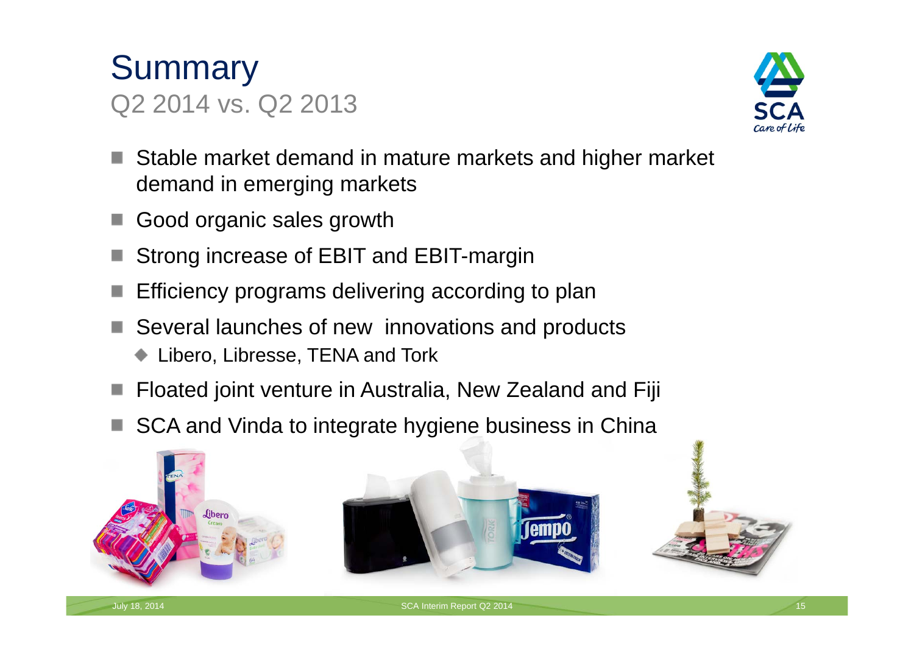# Summary

## Q2 2014 vs. Q2 2013

- Stable market demand in mature markets and higher market demand in emerging markets
- Good organic sales growth
- Strong increase of EBIT and EBIT-margin
- Efficiency programs delivering according to plan
- Several launches of new innovations and products
  - Libero, Libresse, TENA and Tork
- Floated joint venture in Australia, New Zealand and Fiji
- SCA and Vinda to integrate hygiene business in China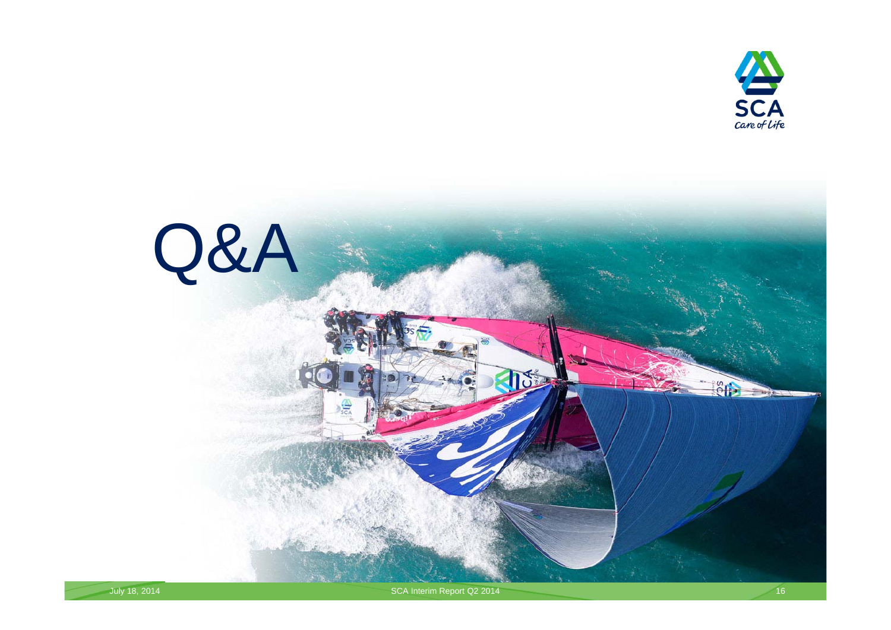# Q&A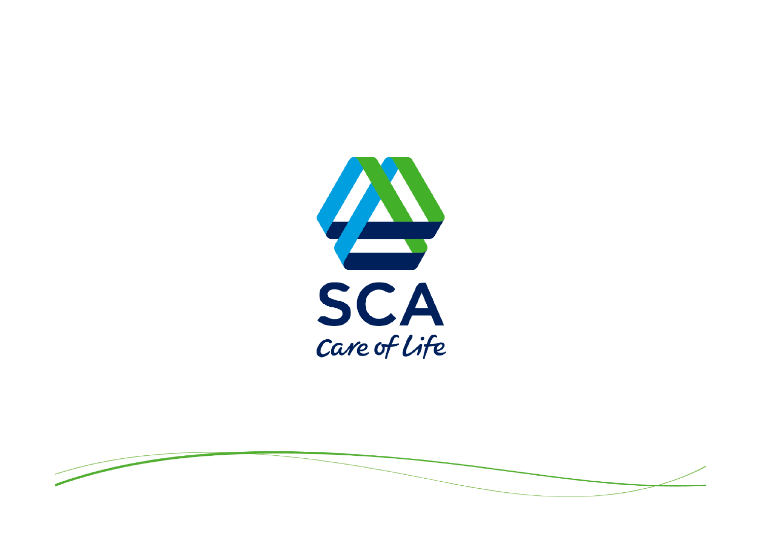SCA

Care of Life